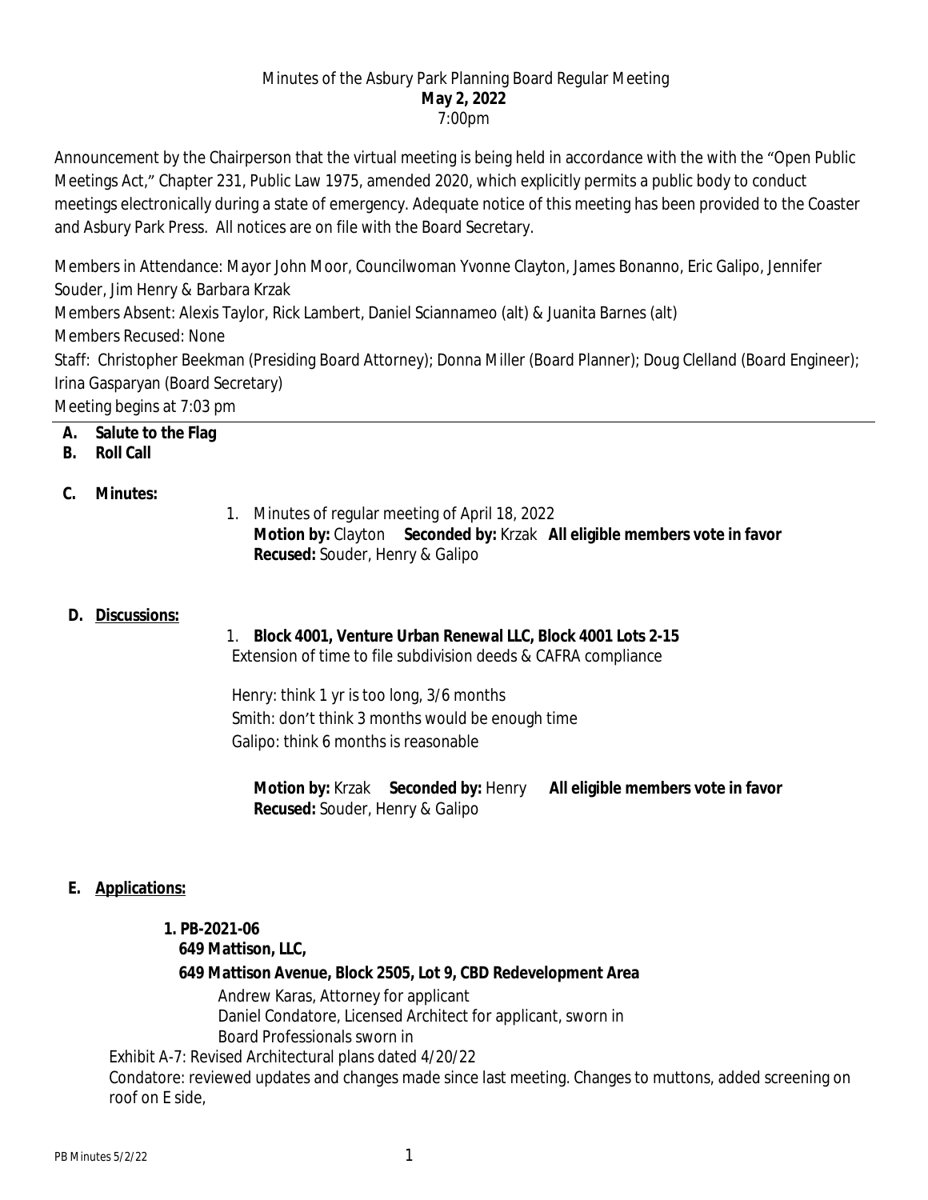Minutes of the Asbury Park Planning Board Regular Meeting
**May 2, 2022**
7:00pm

Announcement by the Chairperson that the virtual meeting is being held in accordance with the with the "Open Public Meetings Act," Chapter 231, Public Law 1975, amended 2020, which explicitly permits a public body to conduct meetings electronically during a state of emergency. Adequate notice of this meeting has been provided to the Coaster and Asbury Park Press. All notices are on file with the Board Secretary.

Members in Attendance: Mayor John Moor, Councilwoman Yvonne Clayton, James Bonanno, Eric Galipo, Jennifer Souder, Jim Henry & Barbara Krzak
Members Absent: Alexis Taylor, Rick Lambert, Daniel Sciannameo (alt) & Juanita Barnes (alt)
Members Recused: None
Staff: Christopher Beekman (Presiding Board Attorney); Donna Miller (Board Planner); Doug Clelland (Board Engineer); Irina Gasparyan (Board Secretary)
Meeting begins at 7:03 pm

---

**A. Salute to the Flag**
**B. Roll Call**

**C. Minutes:**

1. Minutes of regular meeting of April 18, 2022
   **Motion by:** Clayton **Seconded by:** Krzak **All eligible members vote in favor**
   **Recused:** Souder, Henry & Galipo

**D. Discussions:**

1. **Block 4001, Venture Urban Renewal LLC, Block 4001 Lots 2-15**
   Extension of time to file subdivision deeds & CAFRA compliance

   Henry: think 1 yr is too long, 3/6 months
   Smith: don't think 3 months would be enough time
   Galipo: think 6 months is reasonable

   **Motion by:** Krzak **Seconded by:** Henry **All eligible members vote in favor**
   **Recused:** Souder, Henry & Galipo

**E. Applications:**

**1. PB-2021-06**
**649 Mattison, LLC,**
**649 Mattison Avenue, Block 2505, Lot 9, CBD Redevelopment Area**
Andrew Karas, Attorney for applicant
Daniel Condatore, Licensed Architect for applicant, sworn in
Board Professionals sworn in

Exhibit A-7: Revised Architectural plans dated 4/20/22
Condatore: reviewed updates and changes made since last meeting. Changes to muttons, added screening on roof on E side,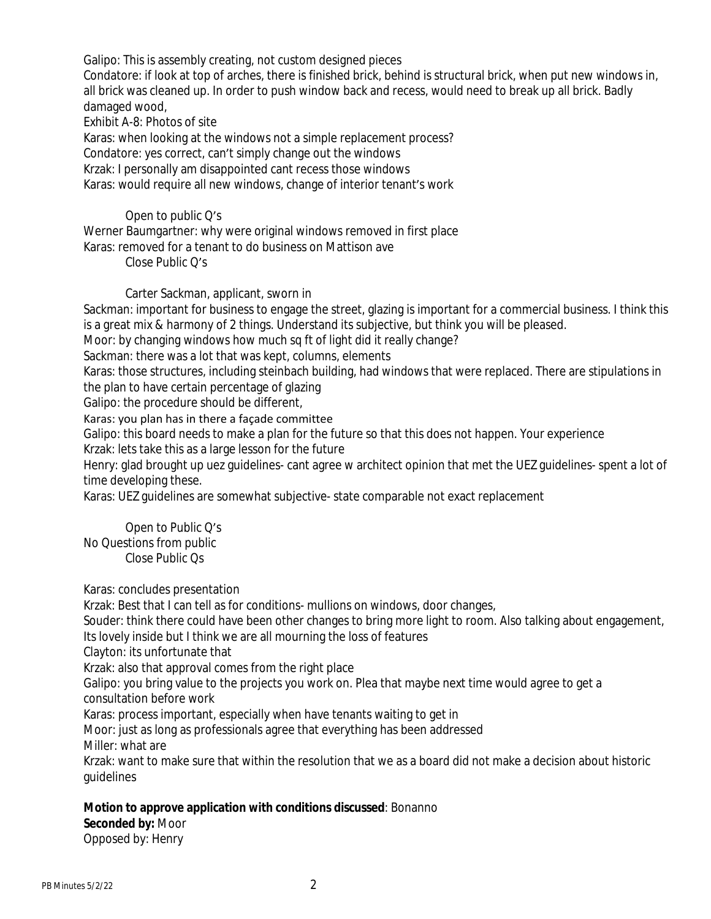Galipo: This is assembly creating, not custom designed pieces

Condatore: if look at top of arches, there is finished brick, behind is structural brick, when put new windows in, all brick was cleaned up. In order to push window back and recess, would need to break up all brick. Badly damaged wood,

Exhibit A-8: Photos of site

Karas: when looking at the windows not a simple replacement process?

Condatore: yes correct, can't simply change out the windows

Krzak: I personally am disappointed cant recess those windows

Karas: would require all new windows, change of interior tenant's work

Open to public Q's

Werner Baumgartner: why were original windows removed in first place

Karas: removed for a tenant to do business on Mattison ave

Close Public Q's

Carter Sackman, applicant, sworn in

Sackman: important for business to engage the street, glazing is important for a commercial business. I think this is a great mix & harmony of 2 things. Understand its subjective, but think you will be pleased.

Moor: by changing windows how much sq ft of light did it really change?

Sackman: there was a lot that was kept, columns, elements

Karas: those structures, including steinbach building, had windows that were replaced. There are stipulations in the plan to have certain percentage of glazing

Galipo: the procedure should be different,

Karas: you plan has in there a façade committee

Galipo: this board needs to make a plan for the future so that this does not happen. Your experience

Krzak: lets take this as a large lesson for the future

Henry: glad brought up uez guidelines- cant agree w architect opinion that met the UEZ guidelines- spent a lot of time developing these.

Karas: UEZ guidelines are somewhat subjective- state comparable not exact replacement

Open to Public Q's

No Questions from public

Close Public Qs

Karas: concludes presentation

Krzak: Best that I can tell as for conditions- mullions on windows, door changes,

Souder: think there could have been other changes to bring more light to room. Also talking about engagement, Its lovely inside but I think we are all mourning the loss of features

Clayton: its unfortunate that

Krzak: also that approval comes from the right place

Galipo: you bring value to the projects you work on. Plea that maybe next time would agree to get a consultation before work

Karas: process important, especially when have tenants waiting to get in

Moor: just as long as professionals agree that everything has been addressed

Miller: what are

Krzak: want to make sure that within the resolution that we as a board did not make a decision about historic guidelines

**Motion to approve application with conditions discussed**: Bonanno

**Seconded by:** Moor

Opposed by: Henry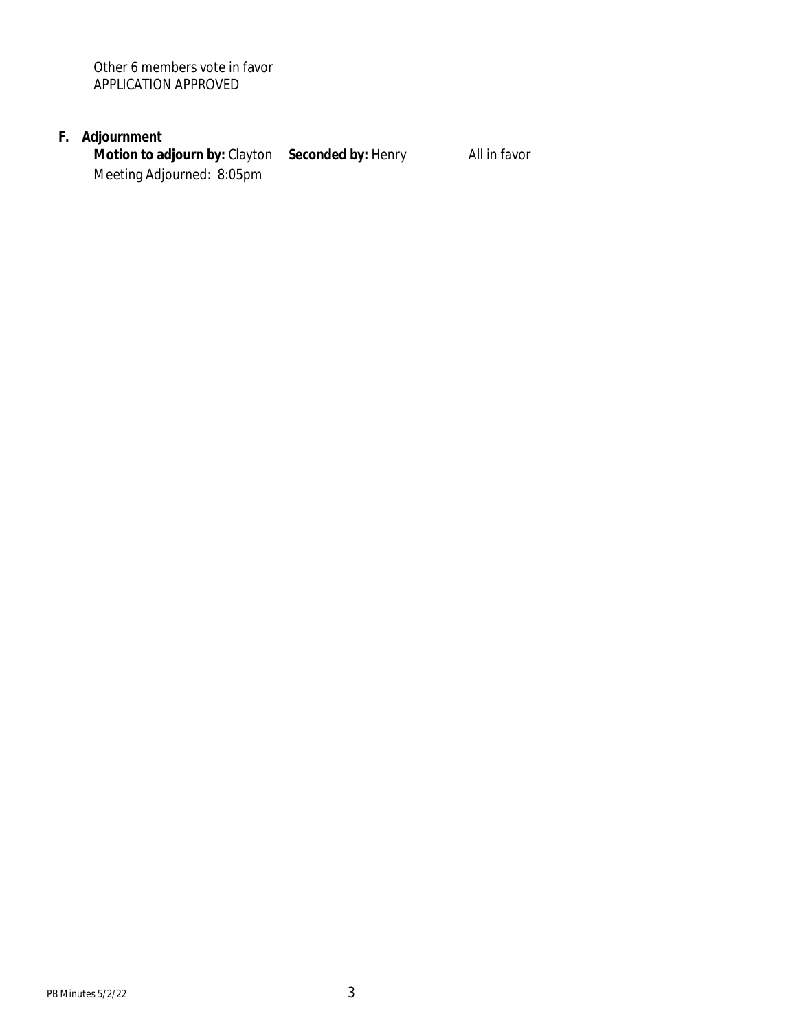Other 6 members vote in favor
APPLICATION APPROVED

**F. Adjournment**

**Motion to adjourn by:** Clayton **Seconded by:** Henry All in favor
Meeting Adjourned: 8:05pm